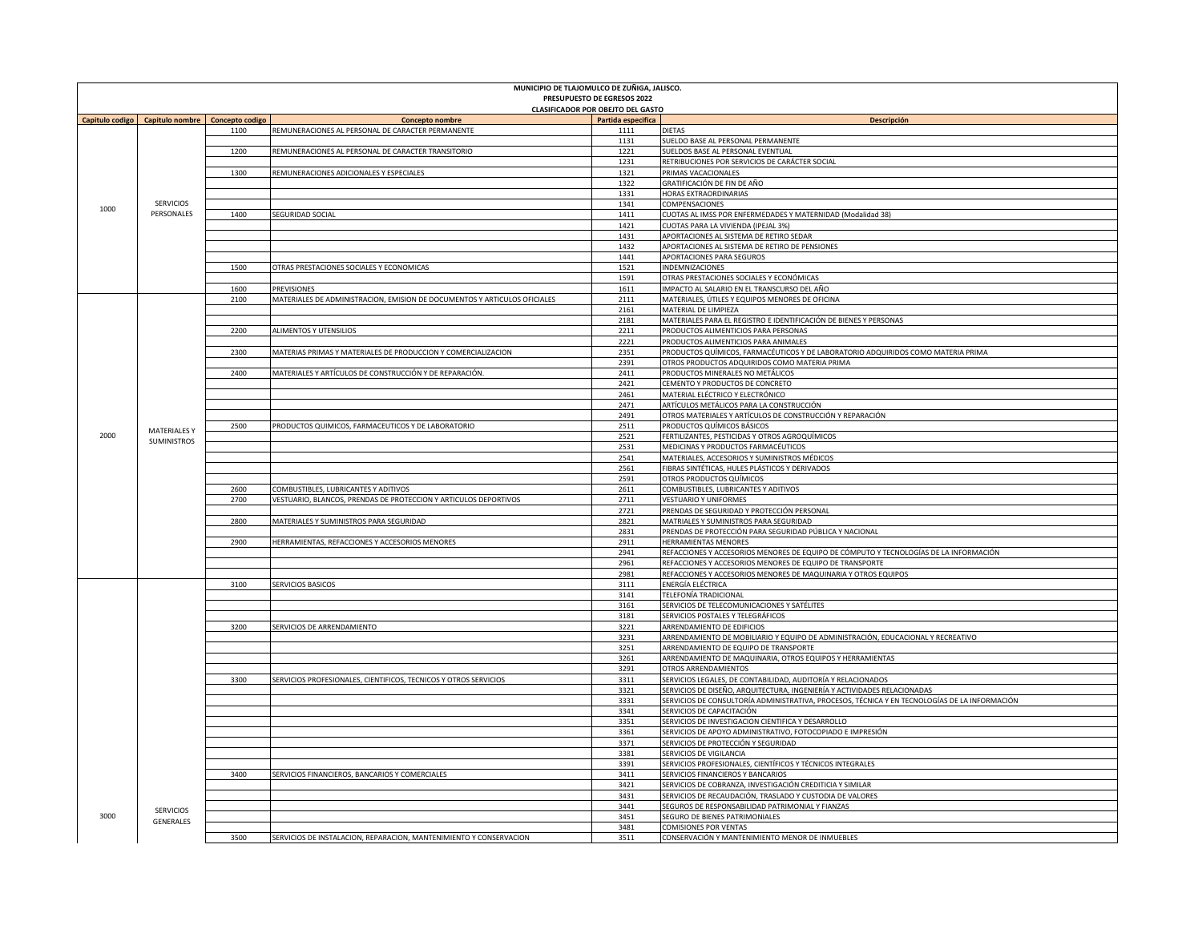**MUNICIPIO DE TLAJOMULCO DE ZUÑIGA, JALISCO.**
**PRESUPUESTO DE EGRESOS 2022**
**CLASIFICADOR POR OBEJTO DEL GASTO**

| Capitulo codigo | Capitulo nombre | Concepto codigo | Concepto nombre | Partida especifica | Descripción |
|---|---|---|---|---|---|
| 1000 | SERVICIOS PERSONALES | 1100 | REMUNERACIONES AL PERSONAL DE CARACTER PERMANENTE | 1111 | DIETAS |
| | | | | 1131 | SUELDO BASE AL PERSONAL PERMANENTE |
| | | 1200 | REMUNERACIONES AL PERSONAL DE CARACTER TRANSITORIO | 1221 | SUELDOS BASE AL PERSONAL EVENTUAL |
| | | | | 1231 | RETRIBUCIONES POR SERVICIOS DE CARÁCTER SOCIAL |
| | | 1300 | REMUNERACIONES ADICIONALES Y ESPECIALES | 1321 | PRIMAS VACACIONALES |
| | | | | 1322 | GRATIFICACIÓN DE FIN DE AÑO |
| | | | | 1331 | HORAS EXTRAORDINARIAS |
| | | | | 1341 | COMPENSACIONES |
| | | 1400 | SEGURIDAD SOCIAL | 1411 | CUOTAS AL IMSS POR ENFERMEDADES Y MATERNIDAD (Modalidad 38) |
| | | | | 1421 | CUOTAS PARA LA VIVIENDA (IPEJAL 3%) |
| | | | | 1431 | APORTACIONES AL SISTEMA DE RETIRO SEDAR |
| | | | | 1432 | APORTACIONES AL SISTEMA DE RETIRO DE PENSIONES |
| | | | | 1441 | APORTACIONES PARA SEGUROS |
| | | 1500 | OTRAS PRESTACIONES SOCIALES Y ECONOMICAS | 1521 | INDEMNIZACIONES |
| | | | | 1591 | OTRAS PRESTACIONES SOCIALES Y ECONÓMICAS |
| | | 1600 | PREVISIONES | 1611 | IMPACTO AL SALARIO EN EL TRANSCURSO DEL AÑO |
| 2000 | MATERIALES Y SUMINISTROS | 2100 | MATERIALES DE ADMINISTRACION, EMISION DE DOCUMENTOS Y ARTICULOS OFICIALES | 2111 | MATERIALES, ÚTILES Y EQUIPOS MENORES DE OFICINA |
| | | | | 2161 | MATERIAL DE LIMPIEZA |
| | | | | 2181 | MATERIALES PARA EL REGISTRO E IDENTIFICACIÓN DE BIENES Y PERSONAS |
| | | 2200 | ALIMENTOS Y UTENSILIOS | 2211 | PRODUCTOS ALIMENTICIOS PARA PERSONAS |
| | | | | 2221 | PRODUCTOS ALIMENTICIOS PARA ANIMALES |
| | | 2300 | MATERIAS PRIMAS Y MATERIALES DE PRODUCCION Y COMERCIALIZACION | 2351 | PRODUCTOS QUÍMICOS, FARMACÉUTICOS Y DE LABORATORIO ADQUIRIDOS COMO MATERIA PRIMA |
| | | | | 2391 | OTROS PRODUCTOS ADQUIRIDOS COMO MATERIA PRIMA |
| | | 2400 | MATERIALES Y ARTÍCULOS DE CONSTRUCCIÓN Y DE REPARACIÓN. | 2411 | PRODUCTOS MINERALES NO METÁLICOS |
| | | | | 2421 | CEMENTO Y PRODUCTOS DE CONCRETO |
| | | | | 2461 | MATERIAL ELÉCTRICO Y ELECTRÓNICO |
| | | | | 2471 | ARTÍCULOS METÁLICOS PARA LA CONSTRUCCIÓN |
| | | | | 2491 | OTROS MATERIALES Y ARTÍCULOS DE CONSTRUCCIÓN Y REPARACIÓN |
| | | 2500 | PRODUCTOS QUIMICOS, FARMACEUTICOS Y DE LABORATORIO | 2511 | PRODUCTOS QUÍMICOS BÁSICOS |
| | | | | 2521 | FERTILIZANTES, PESTICIDAS Y OTROS AGROQUÍMICOS |
| | | | | 2531 | MEDICINAS Y PRODUCTOS FARMACÉUTICOS |
| | | | | 2541 | MATERIALES, ACCESORIOS Y SUMINISTROS MÉDICOS |
| | | | | 2561 | FIBRAS SINTÉTICAS, HULES PLÁSTICOS Y DERIVADOS |
| | | | | 2591 | OTROS PRODUCTOS QUÍMICOS |
| | | 2600 | COMBUSTIBLES, LUBRICANTES Y ADITIVOS | 2611 | COMBUSTIBLES, LUBRICANTES Y ADITIVOS |
| | | 2700 | VESTUARIO, BLANCOS, PRENDAS DE PROTECCION Y ARTICULOS DEPORTIVOS | 2711 | VESTUARIO Y UNIFORMES |
| | | | | 2721 | PRENDAS DE SEGURIDAD Y PROTECCIÓN PERSONAL |
| | | 2800 | MATERIALES Y SUMINISTROS PARA SEGURIDAD | 2821 | MATRIALES Y SUMINISTROS PARA SEGURIDAD |
| | | | | 2831 | PRENDAS DE PROTECCIÓN PARA SEGURIDAD PÚBLICA Y NACIONAL |
| | | 2900 | HERRAMIENTAS, REFACCIONES Y ACCESORIOS MENORES | 2911 | HERRAMIENTAS MENORES |
| | | | | 2941 | REFACCIONES Y ACCESORIOS MENORES DE EQUIPO DE CÓMPUTO Y TECNOLOGÍAS DE LA INFORMACIÓN |
| | | | | 2961 | REFACCIONES Y ACCESORIOS MENORES DE EQUIPO DE TRANSPORTE |
| | | | | 2981 | REFACCIONES Y ACCESORIOS MENORES DE MAQUINARIA Y OTROS EQUIPOS |
| 3000 | SERVICIOS GENERALES | 3100 | SERVICIOS BASICOS | 3111 | ENERGÍA ELÉCTRICA |
| | | | | 3141 | TELEFONÍA TRADICIONAL |
| | | | | 3161 | SERVICIOS DE TELECOMUNICACIONES Y SATÉLITES |
| | | | | 3181 | SERVICIOS POSTALES Y TELEGRÁFICOS |
| | | 3200 | SERVICIOS DE ARRENDAMIENTO | 3221 | ARRENDAMIENTO DE EDIFICIOS |
| | | | | 3231 | ARRENDAMIENTO DE MOBILIARIO Y EQUIPO DE ADMINISTRACIÓN, EDUCACIONAL Y RECREATIVO |
| | | | | 3251 | ARRENDAMIENTO DE EQUIPO DE TRANSPORTE |
| | | | | 3261 | ARRENDAMIENTO DE MAQUINARIA, OTROS EQUIPOS Y HERRAMIENTAS |
| | | | | 3291 | OTROS ARRENDAMIENTOS |
| | | 3300 | SERVICIOS PROFESIONALES, CIENTIFICOS, TECNICOS Y OTROS SERVICIOS | 3311 | SERVICIOS LEGALES, DE CONTABILIDAD, AUDITORÍA Y RELACIONADOS |
| | | | | 3321 | SERVICIOS DE DISEÑO, ARQUITECTURA, INGENIERÍA Y ACTIVIDADES RELACIONADAS |
| | | | | 3331 | SERVICIOS DE CONSULTORÍA ADMINISTRATIVA, PROCESOS, TÉCNICA Y EN TECNOLOGÍAS DE LA INFORMACIÓN |
| | | | | 3341 | SERVICIOS DE CAPACITACIÓN |
| | | | | 3351 | SERVICIOS DE INVESTIGACION CIENTIFICA Y DESARROLLO |
| | | | | 3361 | SERVICIOS DE APOYO ADMINISTRATIVO, FOTOCOPIADO E IMPRESIÓN |
| | | | | 3371 | SERVICIOS DE PROTECCIÓN Y SEGURIDAD |
| | | | | 3381 | SERVICIOS DE VIGILANCIA |
| | | | | 3391 | SERVICIOS PROFESIONALES, CIENTÍFICOS Y TÉCNICOS INTEGRALES |
| | | 3400 | SERVICIOS FINANCIEROS, BANCARIOS Y COMERCIALES | 3411 | SERVICIOS FINANCIEROS Y BANCARIOS |
| | | | | 3421 | SERVICIOS DE COBRANZA, INVESTIGACIÓN CREDITICIA Y SIMILAR |
| | | | | 3431 | SERVICIOS DE RECAUDACIÓN, TRASLADO Y CUSTODIA DE VALORES |
| | | | | 3441 | SEGUROS DE RESPONSABILIDAD PATRIMONIAL Y FIANZAS |
| | | | | 3451 | SEGURO DE BIENES PATRIMONIALES |
| | | | | 3481 | COMISIONES POR VENTAS |
| | | 3500 | SERVICIOS DE INSTALACION, REPARACION, MANTENIMIENTO Y CONSERVACION | 3511 | CONSERVACIÓN Y MANTENIMIENTO MENOR DE INMUEBLES |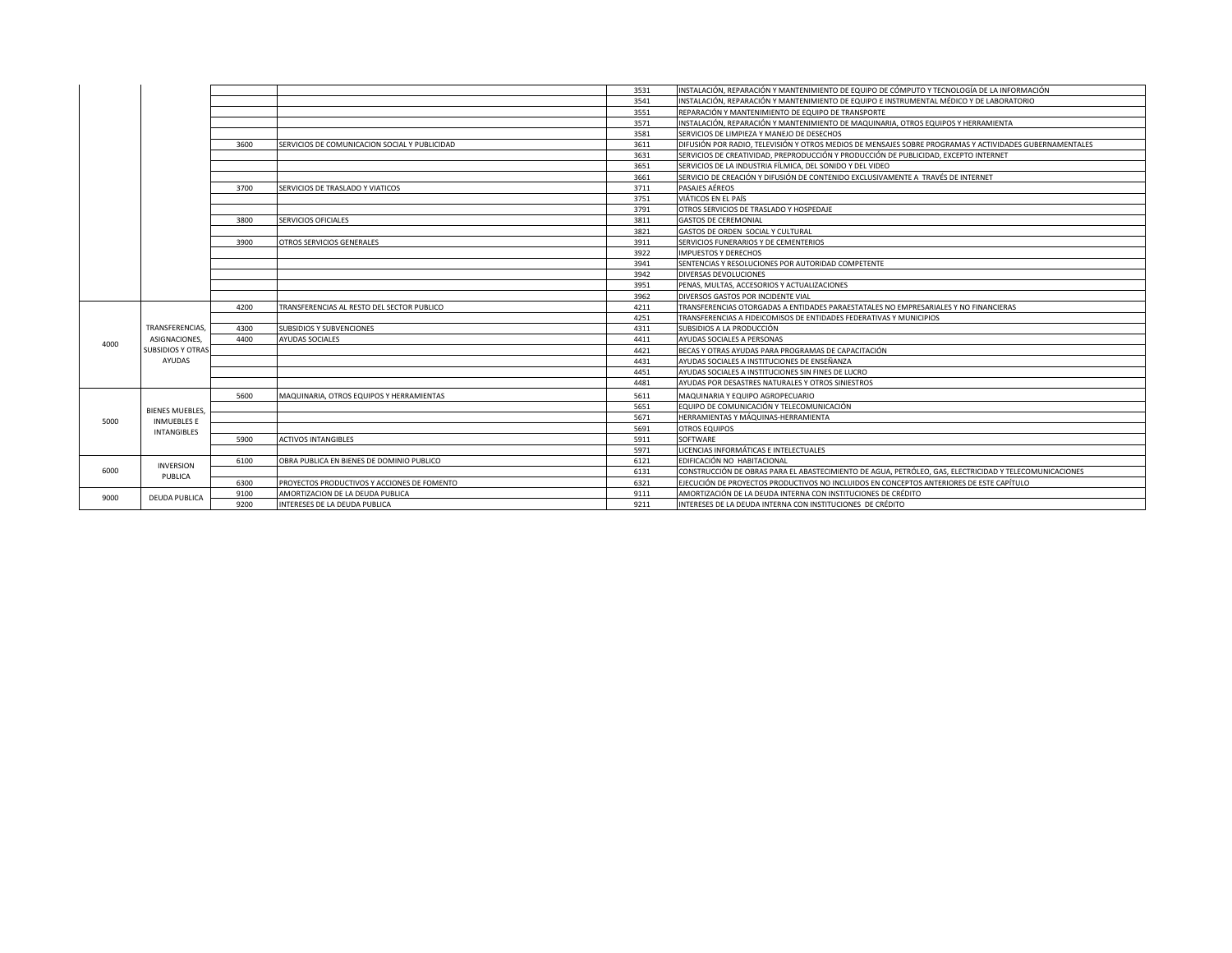| | | | | | |
|---|---|---|---|---|---|
| | | | | 3531 | INSTALACIÓN, REPARACIÓN Y MANTENIMIENTO DE EQUIPO DE CÓMPUTO Y TECNOLOGÍA DE LA INFORMACIÓN |
| | | | | 3541 | INSTALACIÓN, REPARACIÓN Y MANTENIMIENTO DE EQUIPO E INSTRUMENTAL MÉDICO Y DE LABORATORIO |
| | | | | 3551 | REPARACIÓN Y MANTENIMIENTO DE EQUIPO DE TRANSPORTE |
| | | | | 3571 | INSTALACIÓN, REPARACIÓN Y MANTENIMIENTO DE MAQUINARIA, OTROS EQUIPOS Y HERRAMIENTA |
| | | | | 3581 | SERVICIOS DE LIMPIEZA Y MANEJO DE DESECHOS |
| | | 3600 | SERVICIOS DE COMUNICACION SOCIAL Y PUBLICIDAD | 3611 | DIFUSIÓN POR RADIO, TELEVISIÓN Y OTROS MEDIOS DE MENSAJES SOBRE PROGRAMAS Y ACTIVIDADES GUBERNAMENTALES |
| | | | | 3631 | SERVICIOS DE CREATIVIDAD, PREPRODUCCIÓN Y PRODUCCIÓN DE PUBLICIDAD, EXCEPTO INTERNET |
| | | | | 3651 | SERVICIOS DE LA INDUSTRIA FÍLMICA, DEL SONIDO Y DEL VIDEO |
| | | | | 3661 | SERVICIO DE CREACIÓN Y DIFUSIÓN DE CONTENIDO EXCLUSIVAMENTE A TRAVÉS DE INTERNET |
| | | 3700 | SERVICIOS DE TRASLADO Y VIATICOS | 3711 | PASAJES AÉREOS |
| | | | | 3751 | VIÁTICOS EN EL PAÍS |
| | | | | 3791 | OTROS SERVICIOS DE TRASLADO Y HOSPEDAJE |
| | | 3800 | SERVICIOS OFICIALES | 3811 | GASTOS DE CEREMONIAL |
| | | | | 3821 | GASTOS DE ORDEN SOCIAL Y CULTURAL |
| | | 3900 | OTROS SERVICIOS GENERALES | 3911 | SERVICIOS FUNERARIOS Y DE CEMENTERIOS |
| | | | | 3922 | IMPUESTOS Y DERECHOS |
| | | | | 3941 | SENTENCIAS Y RESOLUCIONES POR AUTORIDAD COMPETENTE |
| | | | | 3942 | DIVERSAS DEVOLUCIONES |
| | | | | 3951 | PENAS, MULTAS, ACCESORIOS Y ACTUALIZACIONES |
| | | | | 3962 | DIVERSOS GASTOS POR INCIDENTE VIAL |
| 4000 | TRANSFERENCIAS, ASIGNACIONES, SUBSIDIOS Y OTRAS AYUDAS | 4200 | TRANSFERENCIAS AL RESTO DEL SECTOR PUBLICO | 4211 | TRANSFERENCIAS OTORGADAS A ENTIDADES PARAESTATALES NO EMPRESARIALES Y NO FINANCIERAS |
| | | | | 4251 | TRANSFERENCIAS A FIDEICOMISOS DE ENTIDADES FEDERATIVAS Y MUNICIPIOS |
| | | 4300 | SUBSIDIOS Y SUBVENCIONES | 4311 | SUBSIDIOS A LA PRODUCCIÓN |
| | | 4400 | AYUDAS SOCIALES | 4411 | AYUDAS SOCIALES A PERSONAS |
| | | | | 4421 | BECAS Y OTRAS AYUDAS PARA PROGRAMAS DE CAPACITACIÓN |
| | | | | 4431 | AYUDAS SOCIALES A INSTITUCIONES DE ENSEÑANZA |
| | | | | 4451 | AYUDAS SOCIALES A INSTITUCIONES SIN FINES DE LUCRO |
| | | | | 4481 | AYUDAS POR DESASTRES NATURALES Y OTROS SINIESTROS |
| 5000 | BIENES MUEBLES, INMUEBLES E INTANGIBLES | 5600 | MAQUINARIA, OTROS EQUIPOS Y HERRAMIENTAS | 5611 | MAQUINARIA Y EQUIPO AGROPECUARIO |
| | | | | 5651 | EQUIPO DE COMUNICACIÓN Y TELECOMUNICACIÓN |
| | | | | 5671 | HERRAMIENTAS Y MÁQUINAS-HERRAMIENTA |
| | | | | 5691 | OTROS EQUIPOS |
| | | 5900 | ACTIVOS INTANGIBLES | 5911 | SOFTWARE |
| | | | | 5971 | LICENCIAS INFORMÁTICAS E INTELECTUALES |
| 6000 | INVERSION PUBLICA | 6100 | OBRA PUBLICA EN BIENES DE DOMINIO PUBLICO | 6121 | EDIFICACIÓN NO HABITACIONAL |
| | | | | 6131 | CONSTRUCCIÓN DE OBRAS PARA EL ABASTECIMIENTO DE AGUA, PETRÓLEO, GAS, ELECTRICIDAD Y TELECOMUNICACIONES |
| | | 6300 | PROYECTOS PRODUCTIVOS Y ACCIONES DE FOMENTO | 6321 | EJECUCIÓN DE PROYECTOS PRODUCTIVOS NO INCLUIDOS EN CONCEPTOS ANTERIORES DE ESTE CAPÍTULO |
| 9000 | DEUDA PUBLICA | 9100 | AMORTIZACION DE LA DEUDA PUBLICA | 9111 | AMORTIZACIÓN DE LA DEUDA INTERNA CON INSTITUCIONES DE CRÉDITO |
| | | 9200 | INTERESES DE LA DEUDA PUBLICA | 9211 | INTERESES DE LA DEUDA INTERNA CON INSTITUCIONES DE CRÉDITO |